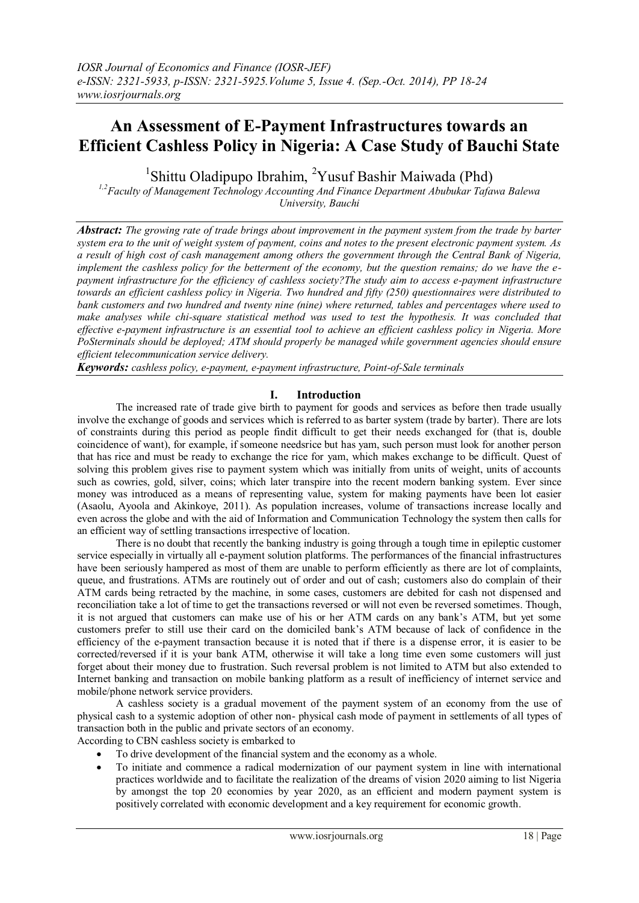# An Assessment of E-Payment Infrastructures towards an Efficient Cashless Policy in Nigeria: A Case Study of Bauchi State

[1]Shittu Oladipupo Ibrahim, [2]Yusuf Bashir Maiwada (Phd)

[1,2]Faculty of Management Technology Accounting And Finance Department Abubukar Tafawa Balewa University, Bauchi

***Abstract:*** *The growing rate of trade brings about improvement in the payment system from the trade by barter system era to the unit of weight system of payment, coins and notes to the present electronic payment system. As a result of high cost of cash management among others the government through the Central Bank of Nigeria, implement the cashless policy for the betterment of the economy, but the question remains; do we have the e-payment infrastructure for the efficiency of cashless society?The study aim to access e-payment infrastructure towards an efficient cashless policy in Nigeria. Two hundred and fifty (250) questionnaires were distributed to bank customers and two hundred and twenty nine (nine) where returned, tables and percentages where used to make analyses while chi-square statistical method was used to test the hypothesis. It was concluded that effective e-payment infrastructure is an essential tool to achieve an efficient cashless policy in Nigeria. More PoSterminals should be deployed; ATM should properly be managed while government agencies should ensure efficient telecommunication service delivery.*

***Keywords:*** *cashless policy, e-payment, e-payment infrastructure, Point-of-Sale terminals*

## I. Introduction

The increased rate of trade give birth to payment for goods and services as before then trade usually involve the exchange of goods and services which is referred to as barter system (trade by barter). There are lots of constraints during this period as people findit difficult to get their needs exchanged for (that is, double coincidence of want), for example, if someone needsrice but has yam, such person must look for another person that has rice and must be ready to exchange the rice for yam, which makes exchange to be difficult. Quest of solving this problem gives rise to payment system which was initially from units of weight, units of accounts such as cowries, gold, silver, coins; which later transpire into the recent modern banking system. Ever since money was introduced as a means of representing value, system for making payments have been lot easier (Asaolu, Ayoola and Akinkoye, 2011). As population increases, volume of transactions increase locally and even across the globe and with the aid of Information and Communication Technology the system then calls for an efficient way of settling transactions irrespective of location.

There is no doubt that recently the banking industry is going through a tough time in epileptic customer service especially in virtually all e-payment solution platforms. The performances of the financial infrastructures have been seriously hampered as most of them are unable to perform efficiently as there are lot of complaints, queue, and frustrations. ATMs are routinely out of order and out of cash; customers also do complain of their ATM cards being retracted by the machine, in some cases, customers are debited for cash not dispensed and reconciliation take a lot of time to get the transactions reversed or will not even be reversed sometimes. Though, it is not argued that customers can make use of his or her ATM cards on any bank's ATM, but yet some customers prefer to still use their card on the domiciled bank's ATM because of lack of confidence in the efficiency of the e-payment transaction because it is noted that if there is a dispense error, it is easier to be corrected/reversed if it is your bank ATM, otherwise it will take a long time even some customers will just forget about their money due to frustration. Such reversal problem is not limited to ATM but also extended to Internet banking and transaction on mobile banking platform as a result of inefficiency of internet service and mobile/phone network service providers.

A cashless society is a gradual movement of the payment system of an economy from the use of physical cash to a systemic adoption of other non- physical cash mode of payment in settlements of all types of transaction both in the public and private sectors of an economy.

According to CBN cashless society is embarked to

- To drive development of the financial system and the economy as a whole.
- To initiate and commence a radical modernization of our payment system in line with international practices worldwide and to facilitate the realization of the dreams of vision 2020 aiming to list Nigeria by amongst the top 20 economies by year 2020, as an efficient and modern payment system is positively correlated with economic development and a key requirement for economic growth.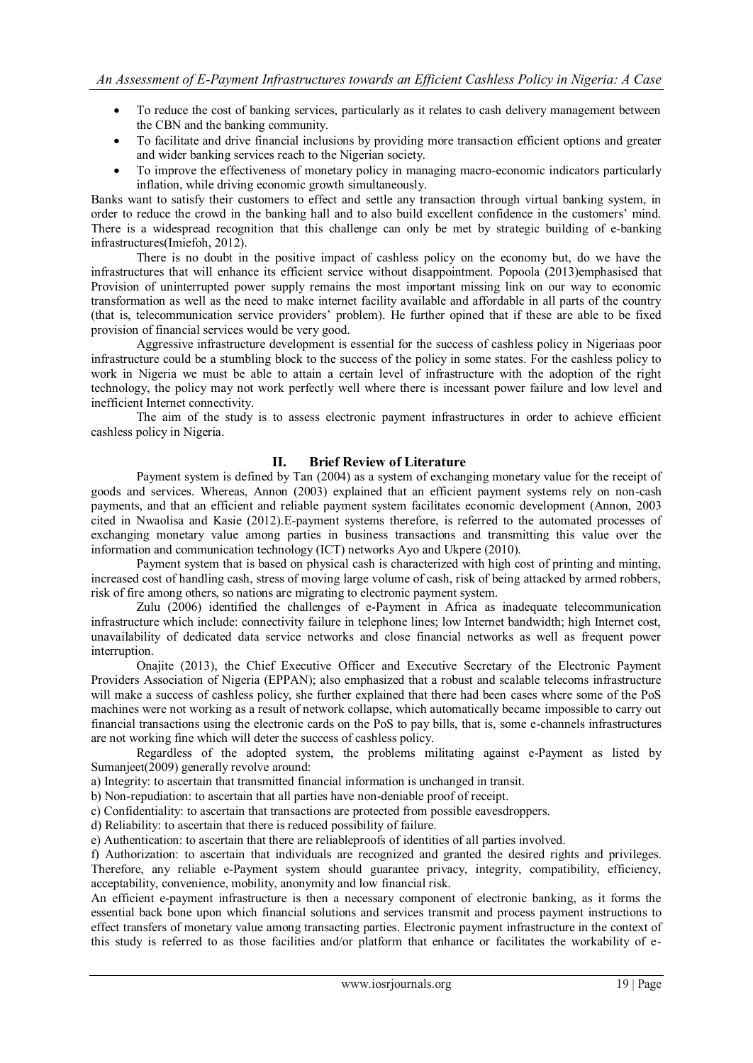- To reduce the cost of banking services, particularly as it relates to cash delivery management between the CBN and the banking community.
- To facilitate and drive financial inclusions by providing more transaction efficient options and greater and wider banking services reach to the Nigerian society.
- To improve the effectiveness of monetary policy in managing macro-economic indicators particularly inflation, while driving economic growth simultaneously.

Banks want to satisfy their customers to effect and settle any transaction through virtual banking system, in order to reduce the crowd in the banking hall and to also build excellent confidence in the customers' mind. There is a widespread recognition that this challenge can only be met by strategic building of e-banking infrastructures(Imiefoh, 2012).

There is no doubt in the positive impact of cashless policy on the economy but, do we have the infrastructures that will enhance its efficient service without disappointment. Popoola (2013)emphasised that Provision of uninterrupted power supply remains the most important missing link on our way to economic transformation as well as the need to make internet facility available and affordable in all parts of the country (that is, telecommunication service providers' problem). He further opined that if these are able to be fixed provision of financial services would be very good.

Aggressive infrastructure development is essential for the success of cashless policy in Nigeriaas poor infrastructure could be a stumbling block to the success of the policy in some states. For the cashless policy to work in Nigeria we must be able to attain a certain level of infrastructure with the adoption of the right technology, the policy may not work perfectly well where there is incessant power failure and low level and inefficient Internet connectivity.

The aim of the study is to assess electronic payment infrastructures in order to achieve efficient cashless policy in Nigeria.

## II. Brief Review of Literature

Payment system is defined by Tan (2004) as a system of exchanging monetary value for the receipt of goods and services. Whereas, Annon (2003) explained that an efficient payment systems rely on non-cash payments, and that an efficient and reliable payment system facilitates economic development (Annon, 2003 cited in Nwaolisa and Kasie (2012).E-payment systems therefore, is referred to the automated processes of exchanging monetary value among parties in business transactions and transmitting this value over the information and communication technology (ICT) networks Ayo and Ukpere (2010).

Payment system that is based on physical cash is characterized with high cost of printing and minting, increased cost of handling cash, stress of moving large volume of cash, risk of being attacked by armed robbers, risk of fire among others, so nations are migrating to electronic payment system.

Zulu (2006) identified the challenges of e-Payment in Africa as inadequate telecommunication infrastructure which include: connectivity failure in telephone lines; low Internet bandwidth; high Internet cost, unavailability of dedicated data service networks and close financial networks as well as frequent power interruption.

Onajite (2013), the Chief Executive Officer and Executive Secretary of the Electronic Payment Providers Association of Nigeria (EPPAN); also emphasized that a robust and scalable telecoms infrastructure will make a success of cashless policy, she further explained that there had been cases where some of the PoS machines were not working as a result of network collapse, which automatically became impossible to carry out financial transactions using the electronic cards on the PoS to pay bills, that is, some e-channels infrastructures are not working fine which will deter the success of cashless policy.

Regardless of the adopted system, the problems militating against e-Payment as listed by Sumanjeet(2009) generally revolve around:

a) Integrity: to ascertain that transmitted financial information is unchanged in transit.

b) Non-repudiation: to ascertain that all parties have non-deniable proof of receipt.

c) Confidentiality: to ascertain that transactions are protected from possible eavesdroppers.

d) Reliability: to ascertain that there is reduced possibility of failure.

e) Authentication: to ascertain that there are reliableproofs of identities of all parties involved.

f) Authorization: to ascertain that individuals are recognized and granted the desired rights and privileges. Therefore, any reliable e-Payment system should guarantee privacy, integrity, compatibility, efficiency, acceptability, convenience, mobility, anonymity and low financial risk.

An efficient e-payment infrastructure is then a necessary component of electronic banking, as it forms the essential back bone upon which financial solutions and services transmit and process payment instructions to effect transfers of monetary value among transacting parties. Electronic payment infrastructure in the context of this study is referred to as those facilities and/or platform that enhance or facilitates the workability of e-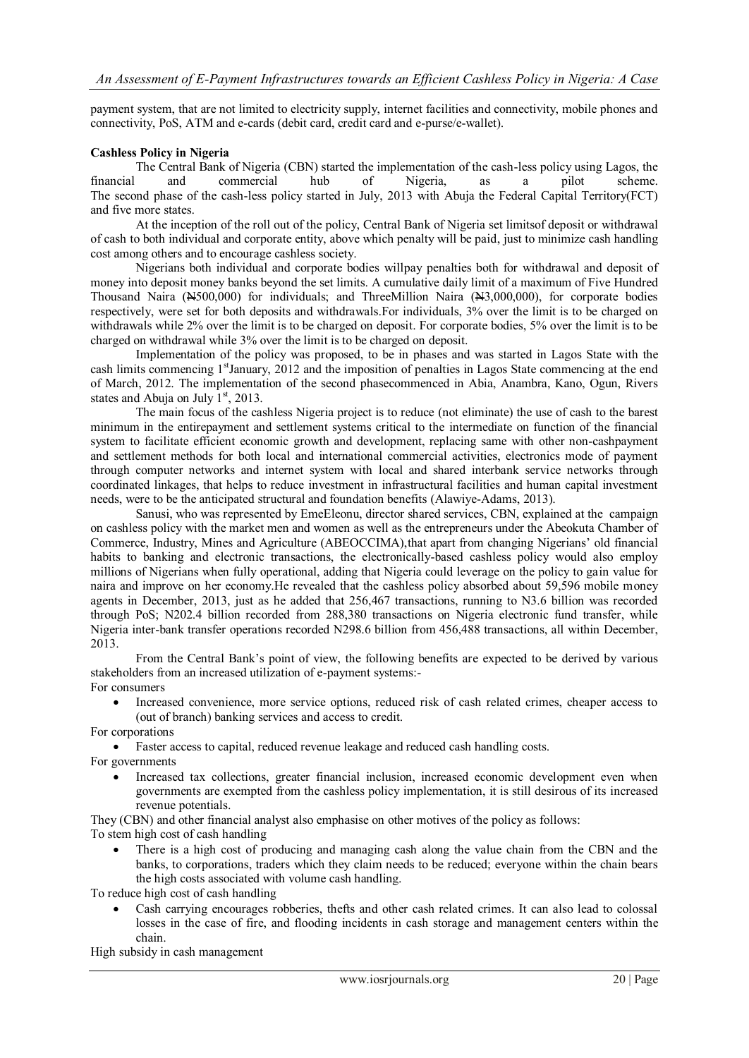payment system, that are not limited to electricity supply, internet facilities and connectivity, mobile phones and connectivity, PoS, ATM and e-cards (debit card, credit card and e-purse/e-wallet).

**Cashless Policy in Nigeria**

The Central Bank of Nigeria (CBN) started the implementation of the cash-less policy using Lagos, the financial and commercial hub of Nigeria, as a pilot scheme. The second phase of the cash-less policy started in July, 2013 with Abuja the Federal Capital Territory(FCT) and five more states.

At the inception of the roll out of the policy, Central Bank of Nigeria set limitsof deposit or withdrawal of cash to both individual and corporate entity, above which penalty will be paid, just to minimize cash handling cost among others and to encourage cashless society.

Nigerians both individual and corporate bodies willpay penalties both for withdrawal and deposit of money into deposit money banks beyond the set limits. A cumulative daily limit of a maximum of Five Hundred Thousand Naira (₦500,000) for individuals; and ThreeMillion Naira (₦3,000,000), for corporate bodies respectively, were set for both deposits and withdrawals.For individuals, 3% over the limit is to be charged on withdrawals while 2% over the limit is to be charged on deposit. For corporate bodies, 5% over the limit is to be charged on withdrawal while 3% over the limit is to be charged on deposit.

Implementation of the policy was proposed, to be in phases and was started in Lagos State with the cash limits commencing 1st January, 2012 and the imposition of penalties in Lagos State commencing at the end of March, 2012. The implementation of the second phasecommenced in Abia, Anambra, Kano, Ogun, Rivers states and Abuja on July 1st, 2013.

The main focus of the cashless Nigeria project is to reduce (not eliminate) the use of cash to the barest minimum in the entirepayment and settlement systems critical to the intermediate on function of the financial system to facilitate efficient economic growth and development, replacing same with other non-cashpayment and settlement methods for both local and international commercial activities, electronics mode of payment through computer networks and internet system with local and shared interbank service networks through coordinated linkages, that helps to reduce investment in infrastructural facilities and human capital investment needs, were to be the anticipated structural and foundation benefits (Alawiye-Adams, 2013).

Sanusi, who was represented by EmeEleonu, director shared services, CBN, explained at the campaign on cashless policy with the market men and women as well as the entrepreneurs under the Abeokuta Chamber of Commerce, Industry, Mines and Agriculture (ABEOCCIMA),that apart from changing Nigerians' old financial habits to banking and electronic transactions, the electronically-based cashless policy would also employ millions of Nigerians when fully operational, adding that Nigeria could leverage on the policy to gain value for naira and improve on her economy.He revealed that the cashless policy absorbed about 59,596 mobile money agents in December, 2013, just as he added that 256,467 transactions, running to N3.6 billion was recorded through PoS; N202.4 billion recorded from 288,380 transactions on Nigeria electronic fund transfer, while Nigeria inter-bank transfer operations recorded N298.6 billion from 456,488 transactions, all within December, 2013.

From the Central Bank's point of view, the following benefits are expected to be derived by various stakeholders from an increased utilization of e-payment systems:-

For consumers

- Increased convenience, more service options, reduced risk of cash related crimes, cheaper access to (out of branch) banking services and access to credit.

For corporations

- Faster access to capital, reduced revenue leakage and reduced cash handling costs.

For governments

- Increased tax collections, greater financial inclusion, increased economic development even when governments are exempted from the cashless policy implementation, it is still desirous of its increased revenue potentials.

They (CBN) and other financial analyst also emphasise on other motives of the policy as follows:

To stem high cost of cash handling

- There is a high cost of producing and managing cash along the value chain from the CBN and the banks, to corporations, traders which they claim needs to be reduced; everyone within the chain bears the high costs associated with volume cash handling.

To reduce high cost of cash handling

- Cash carrying encourages robberies, thefts and other cash related crimes. It can also lead to colossal losses in the case of fire, and flooding incidents in cash storage and management centers within the chain.

High subsidy in cash management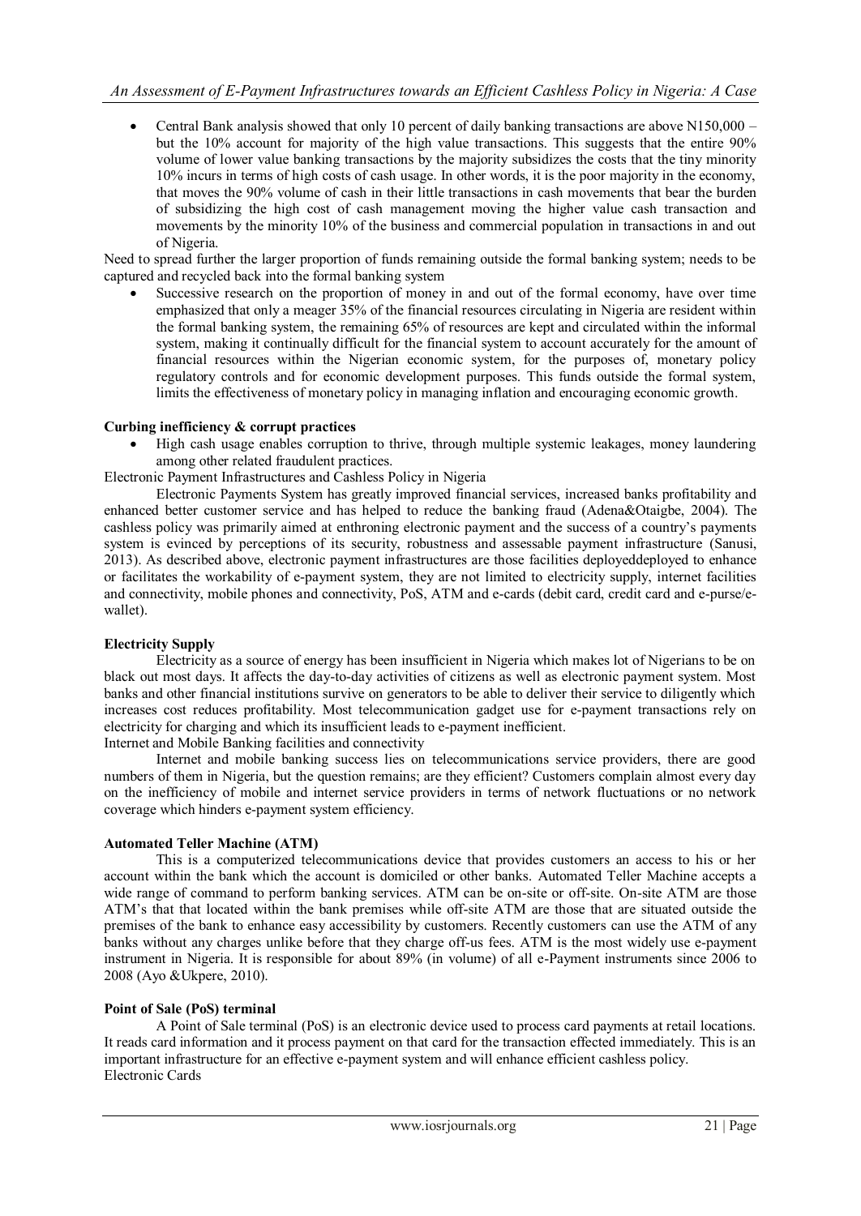- Central Bank analysis showed that only 10 percent of daily banking transactions are above N150,000 – but the 10% account for majority of the high value transactions. This suggests that the entire 90% volume of lower value banking transactions by the majority subsidizes the costs that the tiny minority 10% incurs in terms of high costs of cash usage. In other words, it is the poor majority in the economy, that moves the 90% volume of cash in their little transactions in cash movements that bear the burden of subsidizing the high cost of cash management moving the higher value cash transaction and movements by the minority 10% of the business and commercial population in transactions in and out of Nigeria.

Need to spread further the larger proportion of funds remaining outside the formal banking system; needs to be captured and recycled back into the formal banking system

- Successive research on the proportion of money in and out of the formal economy, have over time emphasized that only a meager 35% of the financial resources circulating in Nigeria are resident within the formal banking system, the remaining 65% of resources are kept and circulated within the informal system, making it continually difficult for the financial system to account accurately for the amount of financial resources within the Nigerian economic system, for the purposes of, monetary policy regulatory controls and for economic development purposes. This funds outside the formal system, limits the effectiveness of monetary policy in managing inflation and encouraging economic growth.

**Curbing inefficiency & corrupt practices**

- High cash usage enables corruption to thrive, through multiple systemic leakages, money laundering among other related fraudulent practices.

Electronic Payment Infrastructures and Cashless Policy in Nigeria

Electronic Payments System has greatly improved financial services, increased banks profitability and enhanced better customer service and has helped to reduce the banking fraud (Adena&Otaigbe, 2004). The cashless policy was primarily aimed at enthroning electronic payment and the success of a country's payments system is evinced by perceptions of its security, robustness and assessable payment infrastructure (Sanusi, 2013). As described above, electronic payment infrastructures are those facilities deployeddeployed to enhance or facilitates the workability of e-payment system, they are not limited to electricity supply, internet facilities and connectivity, mobile phones and connectivity, PoS, ATM and e-cards (debit card, credit card and e-purse/e-wallet).

**Electricity Supply**

Electricity as a source of energy has been insufficient in Nigeria which makes lot of Nigerians to be on black out most days. It affects the day-to-day activities of citizens as well as electronic payment system. Most banks and other financial institutions survive on generators to be able to deliver their service to diligently which increases cost reduces profitability. Most telecommunication gadget use for e-payment transactions rely on electricity for charging and which its insufficient leads to e-payment inefficient.

Internet and Mobile Banking facilities and connectivity

Internet and mobile banking success lies on telecommunications service providers, there are good numbers of them in Nigeria, but the question remains; are they efficient? Customers complain almost every day on the inefficiency of mobile and internet service providers in terms of network fluctuations or no network coverage which hinders e-payment system efficiency.

**Automated Teller Machine (ATM)**

This is a computerized telecommunications device that provides customers an access to his or her account within the bank which the account is domiciled or other banks. Automated Teller Machine accepts a wide range of command to perform banking services. ATM can be on-site or off-site. On-site ATM are those ATM's that that located within the bank premises while off-site ATM are those that are situated outside the premises of the bank to enhance easy accessibility by customers. Recently customers can use the ATM of any banks without any charges unlike before that they charge off-us fees. ATM is the most widely use e-payment instrument in Nigeria. It is responsible for about 89% (in volume) of all e-Payment instruments since 2006 to 2008 (Ayo &Ukpere, 2010).

**Point of Sale (PoS) terminal**

A Point of Sale terminal (PoS) is an electronic device used to process card payments at retail locations. It reads card information and it process payment on that card for the transaction effected immediately. This is an important infrastructure for an effective e-payment system and will enhance efficient cashless policy.

Electronic Cards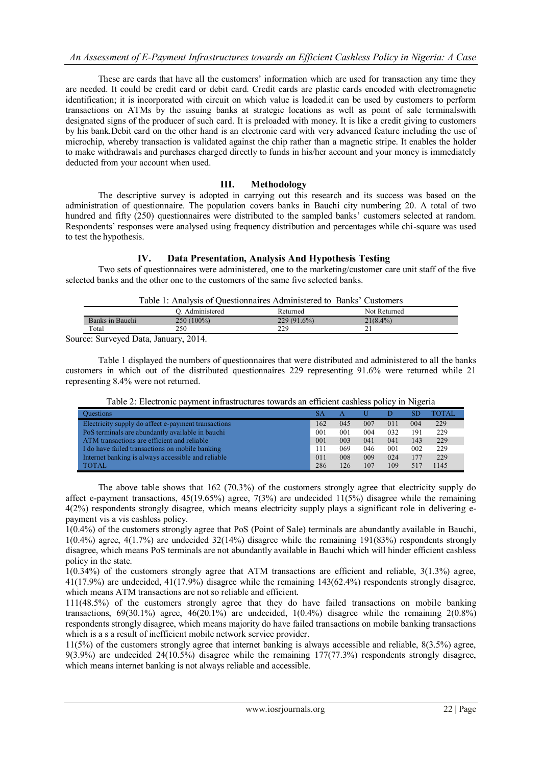These are cards that have all the customers' information which are used for transaction any time they are needed. It could be credit card or debit card. Credit cards are plastic cards encoded with electromagnetic identification; it is incorporated with circuit on which value is loaded.it can be used by customers to perform transactions on ATMs by the issuing banks at strategic locations as well as point of sale terminalswith designated signs of the producer of such card. It is preloaded with money. It is like a credit giving to customers by his bank.Debit card on the other hand is an electronic card with very advanced feature including the use of microchip, whereby transaction is validated against the chip rather than a magnetic stripe. It enables the holder to make withdrawals and purchases charged directly to funds in his/her account and your money is immediately deducted from your account when used.

## III. Methodology

The descriptive survey is adopted in carrying out this research and its success was based on the administration of questionnaire. The population covers banks in Bauchi city numbering 20. A total of two hundred and fifty (250) questionnaires were distributed to the sampled banks' customers selected at random. Respondents' responses were analysed using frequency distribution and percentages while chi-square was used to test the hypothesis.

## IV. Data Presentation, Analysis And Hypothesis Testing

Two sets of questionnaires were administered, one to the marketing/customer care unit staff of the five selected banks and the other one to the customers of the same five selected banks.

Table 1: Analysis of Questionnaires Administered to Banks' Customers

| | Q. Administered | Returned | Not Returned |
|---|---|---|---|
| Banks in Bauchi | 250 (100%) | 229 (91.6%) | 21(8.4%) |
| Total | 250 | 229 | 21 |

Source: Surveyed Data, January, 2014.

Table 1 displayed the numbers of questionnaires that were distributed and administered to all the banks customers in which out of the distributed questionnaires 229 representing 91.6% were returned while 21 representing 8.4% were not returned.

Table 2: Electronic payment infrastructures towards an efficient cashless policy in Nigeria

| Questions | SA | A | U | D | SD | TOTAL |
|---|---|---|---|---|---|---|
| Electricity supply do affect e-payment transactions | 162 | 045 | 007 | 011 | 004 | 229 |
| PoS terminals are abundantly available in bauchi | 001 | 001 | 004 | 032 | 191 | 229 |
| ATM transactions are efficient and reliable | 001 | 003 | 041 | 041 | 143 | 229 |
| I do have failed transactions on mobile banking | 111 | 069 | 046 | 001 | 002 | 229 |
| Internet banking is always accessible and reliable | 011 | 008 | 009 | 024 | 177 | 229 |
| TOTAL | 286 | 126 | 107 | 109 | 517 | 1145 |

The above table shows that 162 (70.3%) of the customers strongly agree that electricity supply do affect e-payment transactions, 45(19.65%) agree, 7(3%) are undecided 11(5%) disagree while the remaining 4(2%) respondents strongly disagree, which means electricity supply plays a significant role in delivering e-payment vis a vis cashless policy.

1(0.4%) of the customers strongly agree that PoS (Point of Sale) terminals are abundantly available in Bauchi, 1(0.4%) agree, 4(1.7%) are undecided 32(14%) disagree while the remaining 191(83%) respondents strongly disagree, which means PoS terminals are not abundantly available in Bauchi which will hinder efficient cashless policy in the state.

1(0.34%) of the customers strongly agree that ATM transactions are efficient and reliable, 3(1.3%) agree, 41(17.9%) are undecided, 41(17.9%) disagree while the remaining 143(62.4%) respondents strongly disagree, which means ATM transactions are not so reliable and efficient.

111(48.5%) of the customers strongly agree that they do have failed transactions on mobile banking transactions, 69(30.1%) agree, 46(20.1%) are undecided, 1(0.4%) disagree while the remaining 2(0.8%) respondents strongly disagree, which means majority do have failed transactions on mobile banking transactions which is a s a result of inefficient mobile network service provider.

11(5%) of the customers strongly agree that internet banking is always accessible and reliable, 8(3.5%) agree, 9(3.9%) are undecided 24(10.5%) disagree while the remaining 177(77.3%) respondents strongly disagree, which means internet banking is not always reliable and accessible.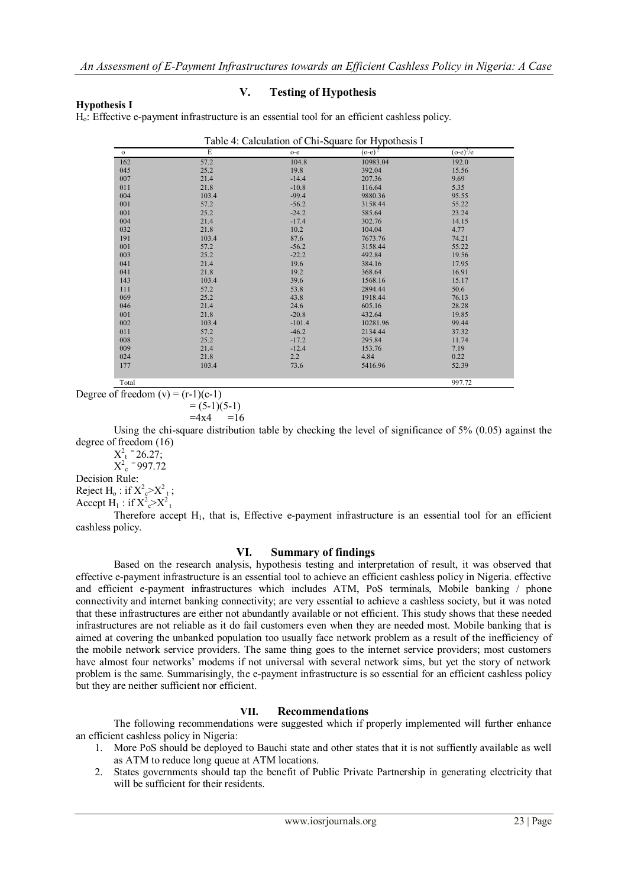## V. Testing of Hypothesis

**Hypothesis I**

$H_o$: Effective e-payment infrastructure is an essential tool for an efficient cashless policy.

Table 4: Calculation of Chi-Square for Hypothesis I

| o | E | o-e | $(o-e)^2$ | $(o-e)^2/e$ |
|---|---|---|---|---|
| 162 | 57.2 | 104.8 | 10983.04 | 192.0 |
| 045 | 25.2 | 19.8 | 392.04 | 15.56 |
| 007 | 21.4 | -14.4 | 207.36 | 9.69 |
| 011 | 21.8 | -10.8 | 116.64 | 5.35 |
| 004 | 103.4 | -99.4 | 9880.36 | 95.55 |
| 001 | 57.2 | -56.2 | 3158.44 | 55.22 |
| 001 | 25.2 | -24.2 | 585.64 | 23.24 |
| 004 | 21.4 | -17.4 | 302.76 | 14.15 |
| 032 | 21.8 | 10.2 | 104.04 | 4.77 |
| 191 | 103.4 | 87.6 | 7673.76 | 74.21 |
| 001 | 57.2 | -56.2 | 3158.44 | 55.22 |
| 003 | 25.2 | -22.2 | 492.84 | 19.56 |
| 041 | 21.4 | 19.6 | 384.16 | 17.95 |
| 041 | 21.8 | 19.2 | 368.64 | 16.91 |
| 143 | 103.4 | 39.6 | 1568.16 | 15.17 |
| 111 | 57.2 | 53.8 | 2894.44 | 50.6 |
| 069 | 25.2 | 43.8 | 1918.44 | 76.13 |
| 046 | 21.4 | 24.6 | 605.16 | 28.28 |
| 001 | 21.8 | -20.8 | 432.64 | 19.85 |
| 002 | 103.4 | -101.4 | 10281.96 | 99.44 |
| 011 | 57.2 | -46.2 | 2134.44 | 37.32 |
| 008 | 25.2 | -17.2 | 295.84 | 11.74 |
| 009 | 21.4 | -12.4 | 153.76 | 7.19 |
| 024 | 21.8 | 2.2 | 4.84 | 0.22 |
| 177 | 103.4 | 73.6 | 5416.96 | 52.39 |
| Total | | | | 997.72 |

Degree of freedom $(v) = (r-1)(c-1)$

$= (5-1)(5-1)$

$= 4x4 \quad = 16$

Using the chi-square distribution table by checking the level of significance of 5% (0.05) against the degree of freedom (16)

$X^2_t = 26.27;$

$X^2_c = 997.72$

Decision Rule:

Reject $H_o$ : if $X^2_c > X^2_t$ ;

Accept $H_1$ : if $X^2_c > X^2_t$

Therefore accept $H_1$, that is, Effective e-payment infrastructure is an essential tool for an efficient cashless policy.

## VI. Summary of findings

Based on the research analysis, hypothesis testing and interpretation of result, it was observed that effective e-payment infrastructure is an essential tool to achieve an efficient cashless policy in Nigeria. effective and efficient e-payment infrastructures which includes ATM, PoS terminals, Mobile banking / phone connectivity and internet banking connectivity; are very essential to achieve a cashless society, but it was noted that these infrastructures are either not abundantly available or not efficient. This study shows that these needed infrastructures are not reliable as it do fail customers even when they are needed most. Mobile banking that is aimed at covering the unbanked population too usually face network problem as a result of the inefficiency of the mobile network service providers. The same thing goes to the internet service providers; most customers have almost four networks' modems if not universal with several network sims, but yet the story of network problem is the same. Summarisingly, the e-payment infrastructure is so essential for an efficient cashless policy but they are neither sufficient nor efficient.

## VII. Recommendations

The following recommendations were suggested which if properly implemented will further enhance an efficient cashless policy in Nigeria:

1. More PoS should be deployed to Bauchi state and other states that it is not suffiently available as well as ATM to reduce long queue at ATM locations.
2. States governments should tap the benefit of Public Private Partnership in generating electricity that will be sufficient for their residents.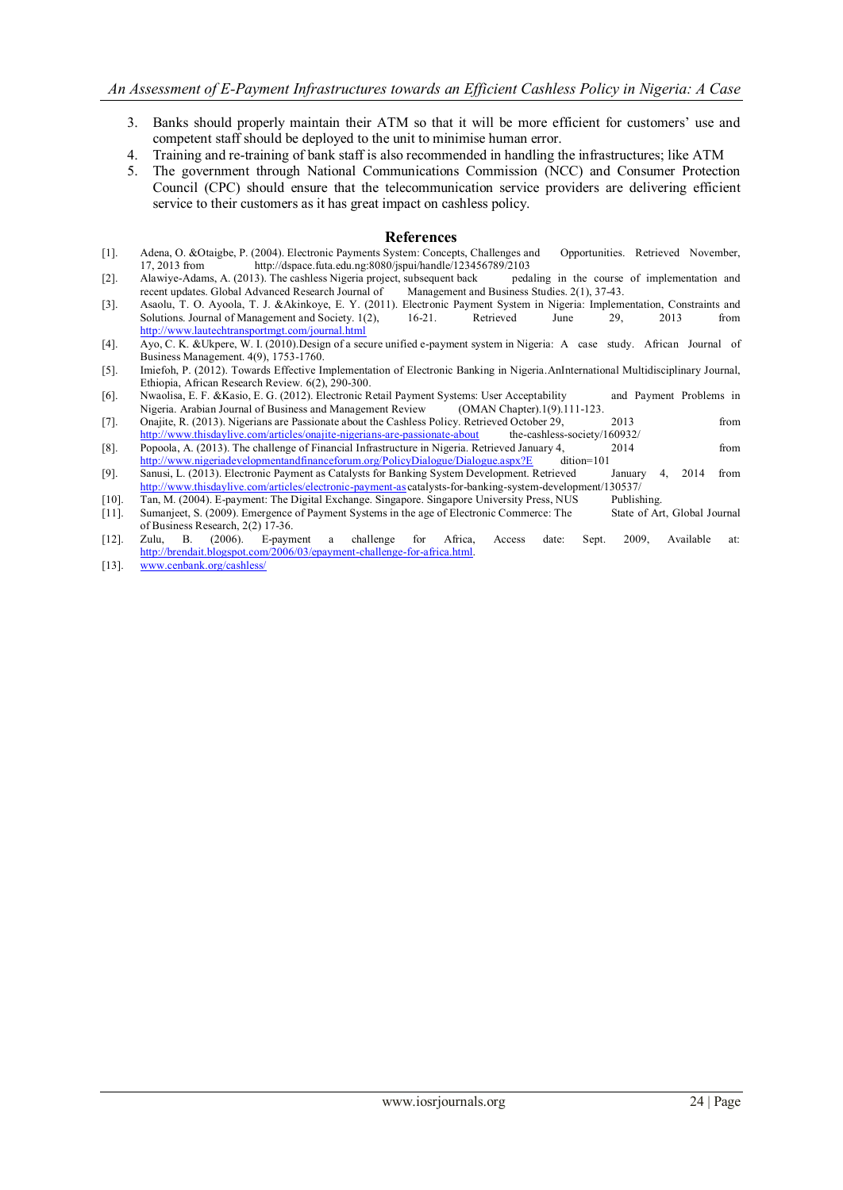3. Banks should properly maintain their ATM so that it will be more efficient for customers' use and competent staff should be deployed to the unit to minimise human error.
4. Training and re-training of bank staff is also recommended in handling the infrastructures; like ATM
5. The government through National Communications Commission (NCC) and Consumer Protection Council (CPC) should ensure that the telecommunication service providers are delivering efficient service to their customers as it has great impact on cashless policy.

## References

[1]. Adena, O. &Otaigbe, P. (2004). Electronic Payments System: Concepts, Challenges and Opportunities. Retrieved November, 17, 2013 from http://dspace.futa.edu.ng:8080/jspui/handle/123456789/2103

[2]. Alawiye-Adams, A. (2013). The cashless Nigeria project, subsequent back pedaling in the course of implementation and recent updates. Global Advanced Research Journal of Management and Business Studies. 2(1), 37-43.

[3]. Asaolu, T. O. Ayoola, T. J. &Akinkoye, E. Y. (2011). Electronic Payment System in Nigeria: Implementation, Constraints and Solutions. Journal of Management and Society. 1(2), 16-21. Retrieved June 29, 2013 from http://www.lautechtransportmgt.com/journal.html

[4]. Ayo, C. K. &Ukpere, W. I. (2010).Design of a secure unified e-payment system in Nigeria: A case study. African Journal of Business Management. 4(9), 1753-1760.

[5]. Imiefoh, P. (2012). Towards Effective Implementation of Electronic Banking in Nigeria.AnInternational Multidisciplinary Journal, Ethiopia, African Research Review. 6(2), 290-300.

[6]. Nwaolisa, E. F. &Kasio, E. G. (2012). Electronic Retail Payment Systems: User Acceptability and Payment Problems in Nigeria. Arabian Journal of Business and Management Review (OMAN Chapter).1(9).111-123.

[7]. Onajite, R. (2013). Nigerians are Passionate about the Cashless Policy. Retrieved October 29, 2013 from http://www.thisdaylive.com/articles/onajite-nigerians-are-passionate-about the-cashless-society/160932/

[8]. Popoola, A. (2013). The challenge of Financial Infrastructure in Nigeria. Retrieved January 4, 2014 from http://www.nigeriadevelopmentandfinanceforum.org/PolicyDialogue/Dialogue.aspx?E dition=101

[9]. Sanusi, L. (2013). Electronic Payment as Catalysts for Banking System Development. Retrieved January 4, 2014 from http://www.thisdaylive.com/articles/electronic-payment-as catalysts-for-banking-system-development/130537/

[10]. Tan, M. (2004). E-payment: The Digital Exchange. Singapore. Singapore University Press, NUS Publishing.

[11]. Sumanjeet, S. (2009). Emergence of Payment Systems in the age of Electronic Commerce: The State of Art, Global Journal of Business Research, 2(2) 17-36.

[12]. Zulu, B. (2006). E-payment a challenge for Africa, Access date: Sept. 2009, Available at: http://brendait.blogspot.com/2006/03/epayment-challenge-for-africa.html.

[13]. www.cenbank.org/cashless/